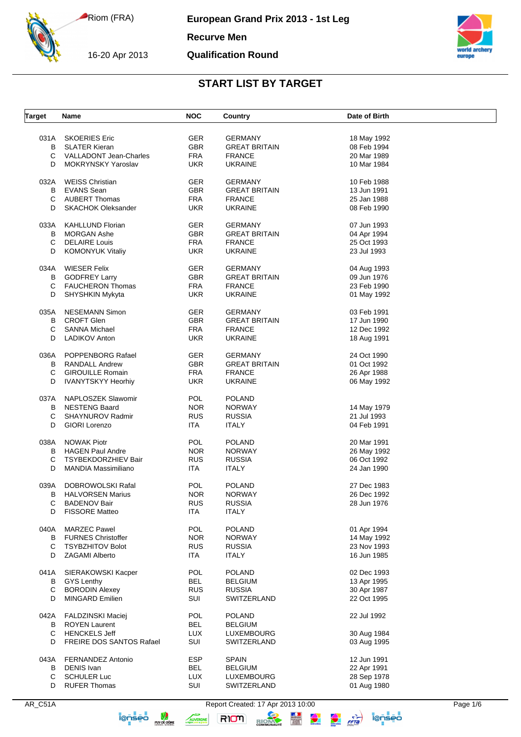Riom (FRA)

16-20 Apr 2013

# European Grand Prix 2013 - 1st Leg

## Recurve Men

## Qualification Round

## START LIST BY TARGET

| Target | Name | NOC | Country | Date of Birth |
|---|---|---|---|---|
| 031A | SKOERIES Eric | GER | GERMANY | 18 May 1992 |
| B | SLATER Kieran | GBR | GREAT BRITAIN | 08 Feb 1994 |
| C | VALLADONT Jean-Charles | FRA | FRANCE | 20 Mar 1989 |
| D | MOKRYNSKY Yaroslav | UKR | UKRAINE | 10 Mar 1984 |
| 032A | WEISS Christian | GER | GERMANY | 10 Feb 1988 |
| B | EVANS Sean | GBR | GREAT BRITAIN | 13 Jun 1991 |
| C | AUBERT Thomas | FRA | FRANCE | 25 Jan 1988 |
| D | SKACHOK Oleksander | UKR | UKRAINE | 08 Feb 1990 |
| 033A | KAHLLUND Florian | GER | GERMANY | 07 Jun 1993 |
| B | MORGAN Ashe | GBR | GREAT BRITAIN | 04 Apr 1994 |
| C | DELAIRE Louis | FRA | FRANCE | 25 Oct 1993 |
| D | KOMONYUK Vitaliy | UKR | UKRAINE | 23 Jul 1993 |
| 034A | WIESER Felix | GER | GERMANY | 04 Aug 1993 |
| B | GODFREY Larry | GBR | GREAT BRITAIN | 09 Jun 1976 |
| C | FAUCHERON Thomas | FRA | FRANCE | 23 Feb 1990 |
| D | SHYSHKIN Mykyta | UKR | UKRAINE | 01 May 1992 |
| 035A | NESEMANN Simon | GER | GERMANY | 03 Feb 1991 |
| B | CROFT Glen | GBR | GREAT BRITAIN | 17 Jun 1990 |
| C | SANNA Michael | FRA | FRANCE | 12 Dec 1992 |
| D | LADIKOV Anton | UKR | UKRAINE | 18 Aug 1991 |
| 036A | POPPENBORG Rafael | GER | GERMANY | 24 Oct 1990 |
| B | RANDALL Andrew | GBR | GREAT BRITAIN | 01 Oct 1992 |
| C | GIROUILLE Romain | FRA | FRANCE | 26 Apr 1988 |
| D | IVANYTSKYY Heorhiy | UKR | UKRAINE | 06 May 1992 |
| 037A | NAPLOSZEK Slawomir | POL | POLAND | |
| B | NESTENG Baard | NOR | NORWAY | 14 May 1979 |
| C | SHAYNUROV Radmir | RUS | RUSSIA | 21 Jul 1993 |
| D | GIORI Lorenzo | ITA | ITALY | 04 Feb 1991 |
| 038A | NOWAK Piotr | POL | POLAND | 20 Mar 1991 |
| B | HAGEN Paul Andre | NOR | NORWAY | 26 May 1992 |
| C | TSYBEKDORZHIEV Bair | RUS | RUSSIA | 06 Oct 1992 |
| D | MANDIA Massimiliano | ITA | ITALY | 24 Jan 1990 |
| 039A | DOBROWOLSKI Rafal | POL | POLAND | 27 Dec 1983 |
| B | HALVORSEN Marius | NOR | NORWAY | 26 Dec 1992 |
| C | BADENOV Bair | RUS | RUSSIA | 28 Jun 1976 |
| D | FISSORE Matteo | ITA | ITALY | |
| 040A | MARZEC Pawel | POL | POLAND | 01 Apr 1994 |
| B | FURNES Christoffer | NOR | NORWAY | 14 May 1992 |
| C | TSYBZHITOV Bolot | RUS | RUSSIA | 23 Nov 1993 |
| D | ZAGAMI Alberto | ITA | ITALY | 16 Jun 1985 |
| 041A | SIERAKOWSKI Kacper | POL | POLAND | 02 Dec 1993 |
| B | GYS Lenthy | BEL | BELGIUM | 13 Apr 1995 |
| C | BORODIN Alexey | RUS | RUSSIA | 30 Apr 1987 |
| D | MINGARD Emilien | SUI | SWITZERLAND | 22 Oct 1995 |
| 042A | FALDZINSKI Maciej | POL | POLAND | 22 Jul 1992 |
| B | ROYEN Laurent | BEL | BELGIUM | |
| C | HENCKELS Jeff | LUX | LUXEMBOURG | 30 Aug 1984 |
| D | FREIRE DOS SANTOS Rafael | SUI | SWITZERLAND | 03 Aug 1995 |
| 043A | FERNANDEZ Antonio | ESP | SPAIN | 12 Jun 1991 |
| B | DENIS Ivan | BEL | BELGIUM | 22 Apr 1991 |
| C | SCHULER Luc | LUX | LUXEMBOURG | 28 Sep 1978 |
| D | RUFER Thomas | SUI | SWITZERLAND | 01 Aug 1980 |

AR_C51A Report Created: 17 Apr 2013 10:00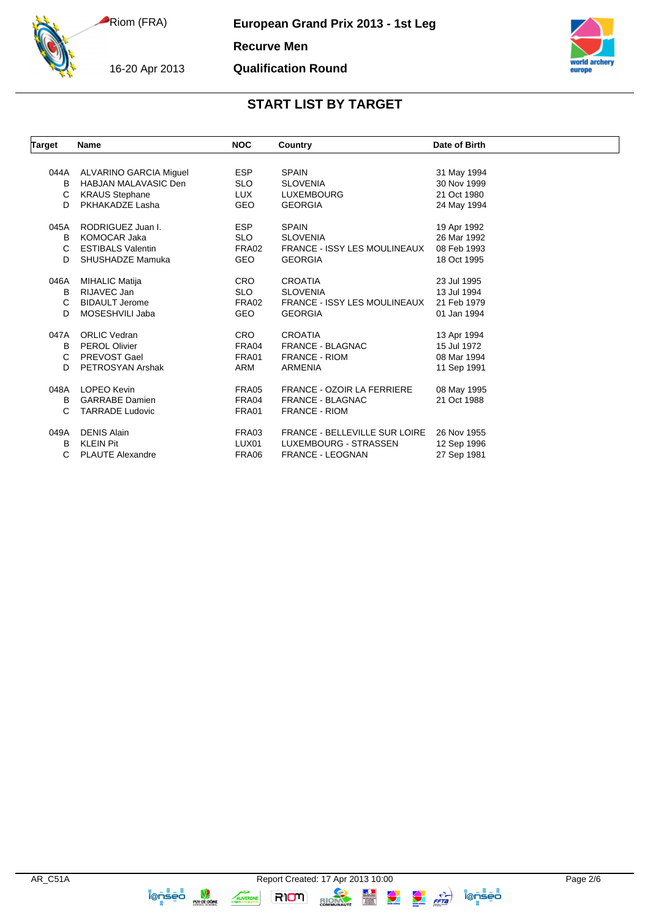# START LIST BY TARGET

| Target | Name | NOC | Country | Date of Birth |
|---|---|---|---|---|
| 044A | ALVARINO GARCIA Miguel | ESP | SPAIN | 31 May 1994 |
| B | HABJAN MALAVASIC Den | SLO | SLOVENIA | 30 Nov 1999 |
| C | KRAUS Stephane | LUX | LUXEMBOURG | 21 Oct 1980 |
| D | PKHAKADZE Lasha | GEO | GEORGIA | 24 May 1994 |
| 045A | RODRIGUEZ Juan I. | ESP | SPAIN | 19 Apr 1992 |
| B | KOMOCAR Jaka | SLO | SLOVENIA | 26 Mar 1992 |
| C | ESTIBALS Valentin | FRA02 | FRANCE - ISSY LES MOULINEAUX | 08 Feb 1993 |
| D | SHUSHADZE Mamuka | GEO | GEORGIA | 18 Oct 1995 |
| 046A | MIHALIC Matija | CRO | CROATIA | 23 Jul 1995 |
| B | RIJAVEC Jan | SLO | SLOVENIA | 13 Jul 1994 |
| C | BIDAULT Jerome | FRA02 | FRANCE - ISSY LES MOULINEAUX | 21 Feb 1979 |
| D | MOSESHVILI Jaba | GEO | GEORGIA | 01 Jan 1994 |
| 047A | ORLIC Vedran | CRO | CROATIA | 13 Apr 1994 |
| B | PEROL Olivier | FRA04 | FRANCE - BLAGNAC | 15 Jul 1972 |
| C | PREVOST Gael | FRA01 | FRANCE - RIOM | 08 Mar 1994 |
| D | PETROSYAN Arshak | ARM | ARMENIA | 11 Sep 1991 |
| 048A | LOPEO Kevin | FRA05 | FRANCE - OZOIR LA FERRIERE | 08 May 1995 |
| B | GARRABE Damien | FRA04 | FRANCE - BLAGNAC | 21 Oct 1988 |
| C | TARRADE Ludovic | FRA01 | FRANCE - RIOM | |
| 049A | DENIS Alain | FRA03 | FRANCE - BELLEVILLE SUR LOIRE | 26 Nov 1955 |
| B | KLEIN Pit | LUX01 | LUXEMBOURG - STRASSEN | 12 Sep 1996 |
| C | PLAUTE Alexandre | FRA06 | FRANCE - LEOGNAN | 27 Sep 1981 |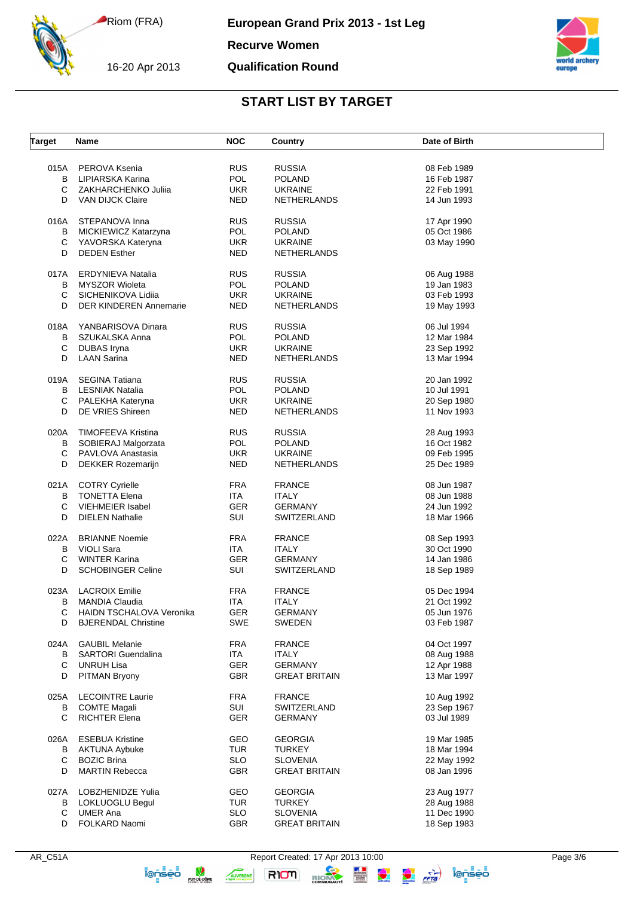# European Grand Prix 2013 - 1st Leg

**Recurve Women**

**Qualification Round**

Riom (FRA)

16-20 Apr 2013

## START LIST BY TARGET

| Target | Name | NOC | Country | Date of Birth |
|---|---|---|---|---|
| 015A | PEROVA Ksenia | RUS | RUSSIA | 08 Feb 1989 |
| B | LIPIARSKA Karina | POL | POLAND | 16 Feb 1987 |
| C | ZAKHARCHENKO Juliia | UKR | UKRAINE | 22 Feb 1991 |
| D | VAN DIJCK Claire | NED | NETHERLANDS | 14 Jun 1993 |
| 016A | STEPANOVA Inna | RUS | RUSSIA | 17 Apr 1990 |
| B | MICKIEWICZ Katarzyna | POL | POLAND | 05 Oct 1986 |
| C | YAVORSKA Kateryna | UKR | UKRAINE | 03 May 1990 |
| D | DEDEN Esther | NED | NETHERLANDS | |
| 017A | ERDYNIEVA Natalia | RUS | RUSSIA | 06 Aug 1988 |
| B | MYSZOR Wioleta | POL | POLAND | 19 Jan 1983 |
| C | SICHENIKOVA Lidiia | UKR | UKRAINE | 03 Feb 1993 |
| D | DER KINDEREN Annemarie | NED | NETHERLANDS | 19 May 1993 |
| 018A | YANBARISOVA Dinara | RUS | RUSSIA | 06 Jul 1994 |
| B | SZUKALSKA Anna | POL | POLAND | 12 Mar 1984 |
| C | DUBAS Iryna | UKR | UKRAINE | 23 Sep 1992 |
| D | LAAN Sarina | NED | NETHERLANDS | 13 Mar 1994 |
| 019A | SEGINA Tatiana | RUS | RUSSIA | 20 Jan 1992 |
| B | LESNIAK Natalia | POL | POLAND | 10 Jul 1991 |
| C | PALEKHA Kateryna | UKR | UKRAINE | 20 Sep 1980 |
| D | DE VRIES Shireen | NED | NETHERLANDS | 11 Nov 1993 |
| 020A | TIMOFEEVA Kristina | RUS | RUSSIA | 28 Aug 1993 |
| B | SOBIERAJ Malgorzata | POL | POLAND | 16 Oct 1982 |
| C | PAVLOVA Anastasia | UKR | UKRAINE | 09 Feb 1995 |
| D | DEKKER Rozemarijn | NED | NETHERLANDS | 25 Dec 1989 |
| 021A | COTRY Cyrielle | FRA | FRANCE | 08 Jun 1987 |
| B | TONETTA Elena | ITA | ITALY | 08 Jun 1988 |
| C | VIEHMEIER Isabel | GER | GERMANY | 24 Jun 1992 |
| D | DIELEN Nathalie | SUI | SWITZERLAND | 18 Mar 1966 |
| 022A | BRIANNE Noemie | FRA | FRANCE | 08 Sep 1993 |
| B | VIOLI Sara | ITA | ITALY | 30 Oct 1990 |
| C | WINTER Karina | GER | GERMANY | 14 Jan 1986 |
| D | SCHOBINGER Celine | SUI | SWITZERLAND | 18 Sep 1989 |
| 023A | LACROIX Emilie | FRA | FRANCE | 05 Dec 1994 |
| B | MANDIA Claudia | ITA | ITALY | 21 Oct 1992 |
| C | HAIDN TSCHALOVA Veronika | GER | GERMANY | 05 Jun 1976 |
| D | BJERENDAL Christine | SWE | SWEDEN | 03 Feb 1987 |
| 024A | GAUBIL Melanie | FRA | FRANCE | 04 Oct 1997 |
| B | SARTORI Guendalina | ITA | ITALY | 08 Aug 1988 |
| C | UNRUH Lisa | GER | GERMANY | 12 Apr 1988 |
| D | PITMAN Bryony | GBR | GREAT BRITAIN | 13 Mar 1997 |
| 025A | LECOINTRE Laurie | FRA | FRANCE | 10 Aug 1992 |
| B | COMTE Magali | SUI | SWITZERLAND | 23 Sep 1967 |
| C | RICHTER Elena | GER | GERMANY | 03 Jul 1989 |
| 026A | ESEBUA Kristine | GEO | GEORGIA | 19 Mar 1985 |
| B | AKTUNA Aybuke | TUR | TURKEY | 18 Mar 1994 |
| C | BOZIC Brina | SLO | SLOVENIA | 22 May 1992 |
| D | MARTIN Rebecca | GBR | GREAT BRITAIN | 08 Jan 1996 |
| 027A | LOBZHENIDZE Yulia | GEO | GEORGIA | 23 Aug 1977 |
| B | LOKLUOGLU Begul | TUR | TURKEY | 28 Aug 1988 |
| C | UMER Ana | SLO | SLOVENIA | 11 Dec 1990 |
| D | FOLKARD Naomi | GBR | GREAT BRITAIN | 18 Sep 1983 |

AR_C51A — Report Created: 17 Apr 2013 10:00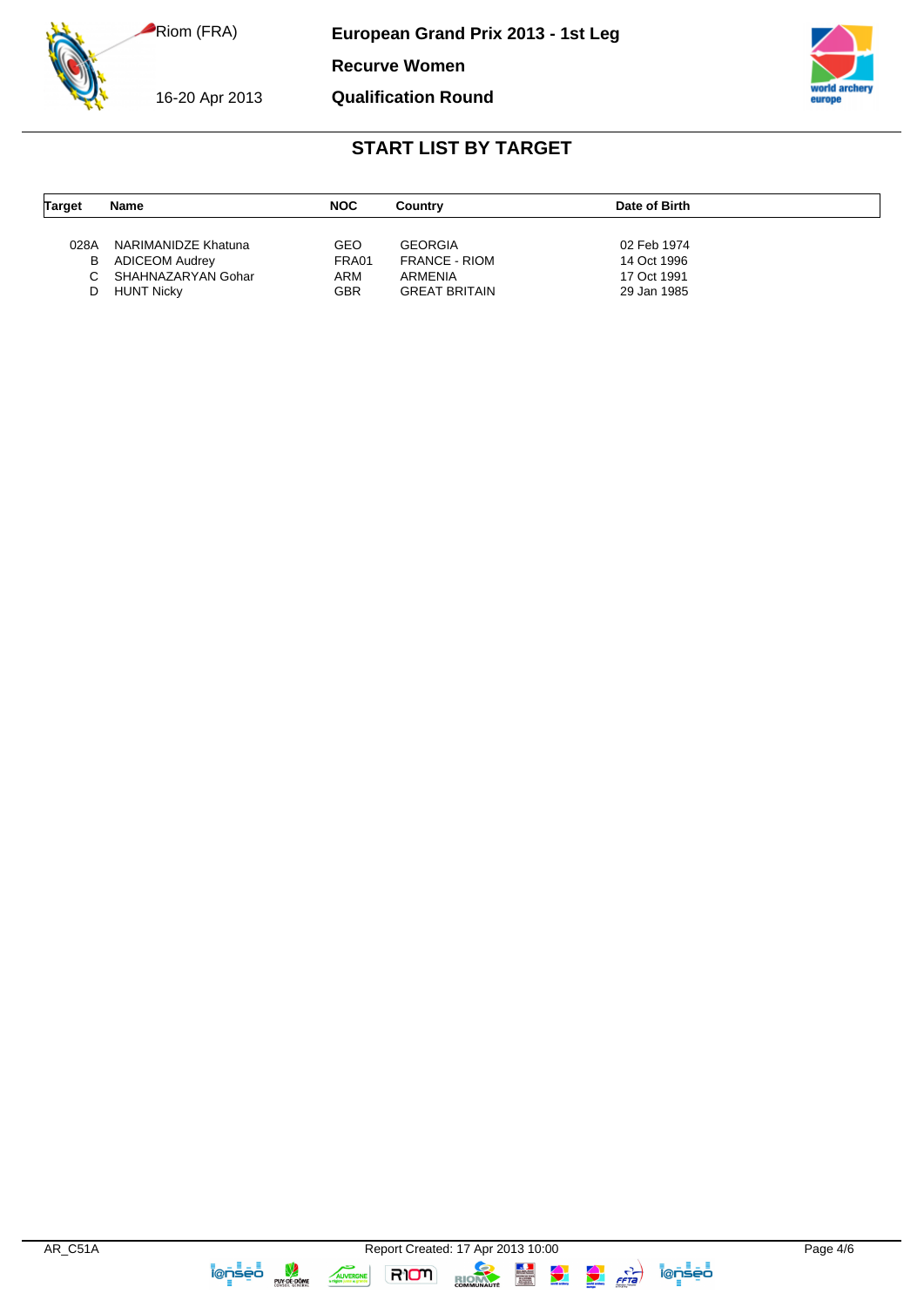Riom (FRA)

16-20 Apr 2013

**European Grand Prix 2013 - 1st Leg**

**Recurve Women**

**Qualification Round**

## START LIST BY TARGET

| Target | Name | NOC | Country | Date of Birth |
|---|---|---|---|---|
| 028A | NARIMANIDZE Khatuna | GEO | GEORGIA | 02 Feb 1974 |
| B | ADICEOM Audrey | FRA01 | FRANCE - RIOM | 14 Oct 1996 |
| C | SHAHNAZARYAN Gohar | ARM | ARMENIA | 17 Oct 1991 |
| D | HUNT Nicky | GBR | GREAT BRITAIN | 29 Jan 1985 |

AR_C51A Report Created: 17 Apr 2013 10:00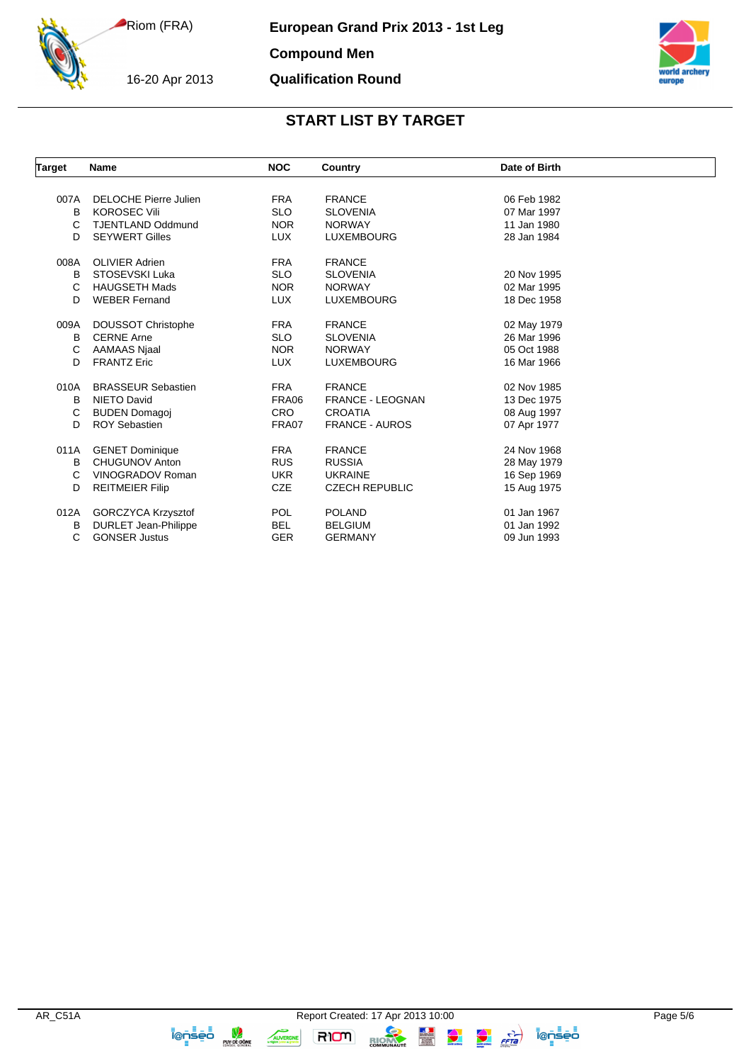# European Grand Prix 2013 - 1st Leg

Riom (FRA)

16-20 Apr 2013

## Compound Men

## Qualification Round

## START LIST BY TARGET

| Target | Name | NOC | Country | Date of Birth |
|---|---|---|---|---|
| 007A | DELOCHE Pierre Julien | FRA | FRANCE | 06 Feb 1982 |
| B | KOROSEC Vili | SLO | SLOVENIA | 07 Mar 1997 |
| C | TJENTLAND Oddmund | NOR | NORWAY | 11 Jan 1980 |
| D | SEYWERT Gilles | LUX | LUXEMBOURG | 28 Jan 1984 |
| 008A | OLIVIER Adrien | FRA | FRANCE | |
| B | STOSEVSKI Luka | SLO | SLOVENIA | 20 Nov 1995 |
| C | HAUGSETH Mads | NOR | NORWAY | 02 Mar 1995 |
| D | WEBER Fernand | LUX | LUXEMBOURG | 18 Dec 1958 |
| 009A | DOUSSOT Christophe | FRA | FRANCE | 02 May 1979 |
| B | CERNE Arne | SLO | SLOVENIA | 26 Mar 1996 |
| C | AAMAAS Njaal | NOR | NORWAY | 05 Oct 1988 |
| D | FRANTZ Eric | LUX | LUXEMBOURG | 16 Mar 1966 |
| 010A | BRASSEUR Sebastien | FRA | FRANCE | 02 Nov 1985 |
| B | NIETO David | FRA06 | FRANCE - LEOGNAN | 13 Dec 1975 |
| C | BUDEN Domagoj | CRO | CROATIA | 08 Aug 1997 |
| D | ROY Sebastien | FRA07 | FRANCE - AUROS | 07 Apr 1977 |
| 011A | GENET Dominique | FRA | FRANCE | 24 Nov 1968 |
| B | CHUGUNOV Anton | RUS | RUSSIA | 28 May 1979 |
| C | VINOGRADOV Roman | UKR | UKRAINE | 16 Sep 1969 |
| D | REITMEIER Filip | CZE | CZECH REPUBLIC | 15 Aug 1975 |
| 012A | GORCZYCA Krzysztof | POL | POLAND | 01 Jan 1967 |
| B | DURLET Jean-Philippe | BEL | BELGIUM | 01 Jan 1992 |
| C | GONSER Justus | GER | GERMANY | 09 Jun 1993 |

AR_C51A — Report Created: 17 Apr 2013 10:00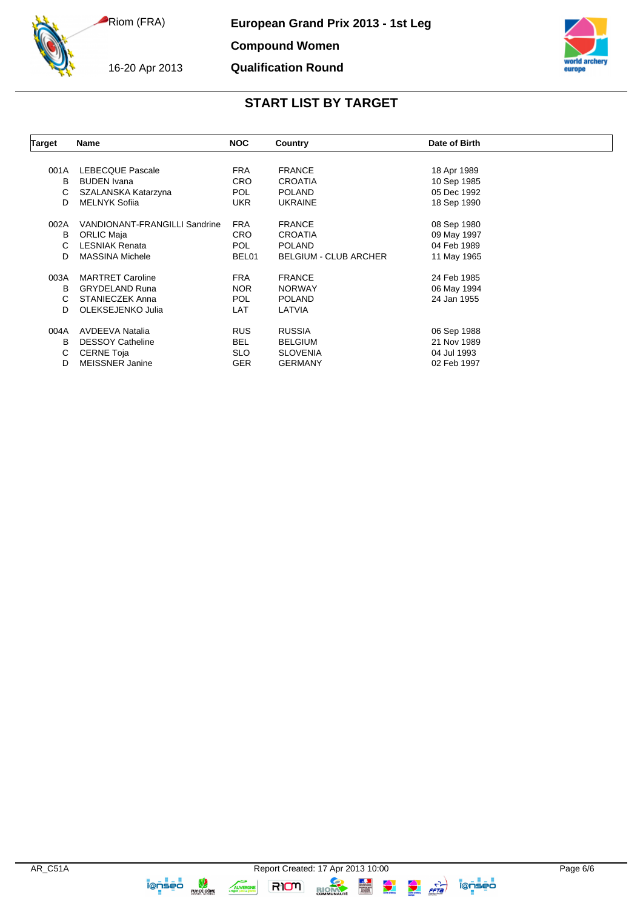Riom (FRA)

16-20 Apr 2013

**European Grand Prix 2013 - 1st Leg**

**Compound Women**

**Qualification Round**

## START LIST BY TARGET

| Target | Name | NOC | Country | Date of Birth |
|---|---|---|---|---|
| 001A | LEBECQUE Pascale | FRA | FRANCE | 18 Apr 1989 |
| B | BUDEN Ivana | CRO | CROATIA | 10 Sep 1985 |
| C | SZALANSKA Katarzyna | POL | POLAND | 05 Dec 1992 |
| D | MELNYK Sofiia | UKR | UKRAINE | 18 Sep 1990 |
| 002A | VANDIONANT-FRANGILLI Sandrine | FRA | FRANCE | 08 Sep 1980 |
| B | ORLIC Maja | CRO | CROATIA | 09 May 1997 |
| C | LESNIAK Renata | POL | POLAND | 04 Feb 1989 |
| D | MASSINA Michele | BEL01 | BELGIUM - CLUB ARCHER | 11 May 1965 |
| 003A | MARTRET Caroline | FRA | FRANCE | 24 Feb 1985 |
| B | GRYDELAND Runa | NOR | NORWAY | 06 May 1994 |
| C | STANIECZEK Anna | POL | POLAND | 24 Jan 1955 |
| D | OLEKSEJENKO Julia | LAT | LATVIA | |
| 004A | AVDEEVA Natalia | RUS | RUSSIA | 06 Sep 1988 |
| B | DESSOY Catheline | BEL | BELGIUM | 21 Nov 1989 |
| C | CERNE Toja | SLO | SLOVENIA | 04 Jul 1993 |
| D | MEISSNER Janine | GER | GERMANY | 02 Feb 1997 |

AR_C51A Report Created: 17 Apr 2013 10:00